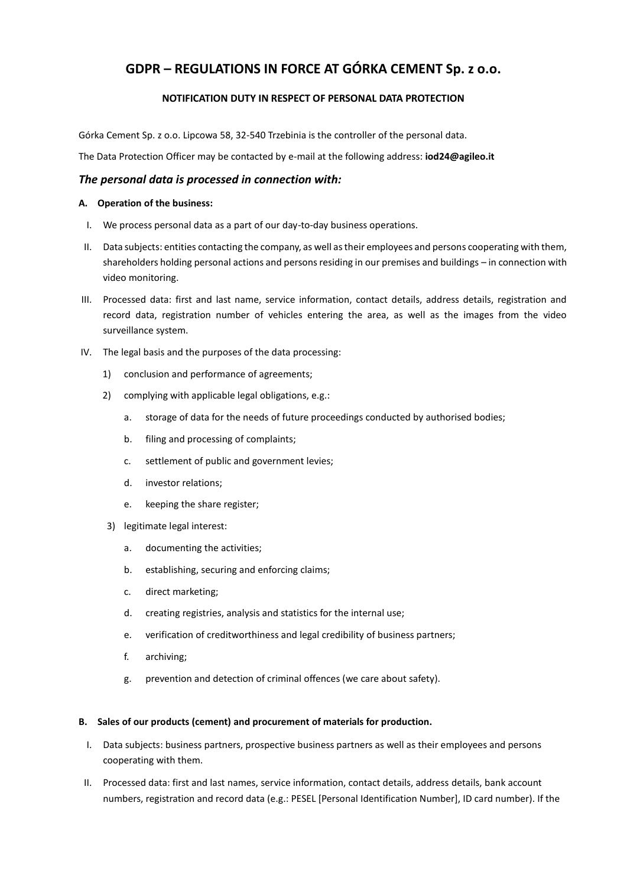# GDPR – REGULATIONS IN FORCE AT GÓRKA CEMENT Sp. z o.o.

**NOTIFICATION DUTY IN RESPECT OF PERSONAL DATA PROTECTION**

Górka Cement Sp. z o.o. Lipcowa 58, 32-540 Trzebinia is the controller of the personal data.

The Data Protection Officer may be contacted by e-mail at the following address: **iod24@agileo.it**

## *The personal data is processed in connection with:*

**A. Operation of the business:**

I. We process personal data as a part of our day-to-day business operations.

II. Data subjects: entities contacting the company, as well as their employees and persons cooperating with them, shareholders holding personal actions and persons residing in our premises and buildings – in connection with video monitoring.

III. Processed data: first and last name, service information, contact details, address details, registration and record data, registration number of vehicles entering the area, as well as the images from the video surveillance system.

IV. The legal basis and the purposes of the data processing:

1) conclusion and performance of agreements;

2) complying with applicable legal obligations, e.g.:

   a. storage of data for the needs of future proceedings conducted by authorised bodies;

   b. filing and processing of complaints;

   c. settlement of public and government levies;

   d. investor relations;

   e. keeping the share register;

3) legitimate legal interest:

   a. documenting the activities;

   b. establishing, securing and enforcing claims;

   c. direct marketing;

   d. creating registries, analysis and statistics for the internal use;

   e. verification of creditworthiness and legal credibility of business partners;

   f. archiving;

   g. prevention and detection of criminal offences (we care about safety).

**B. Sales of our products (cement) and procurement of materials for production.**

I. Data subjects: business partners, prospective business partners as well as their employees and persons cooperating with them.

II. Processed data: first and last names, service information, contact details, address details, bank account numbers, registration and record data (e.g.: PESEL [Personal Identification Number], ID card number). If the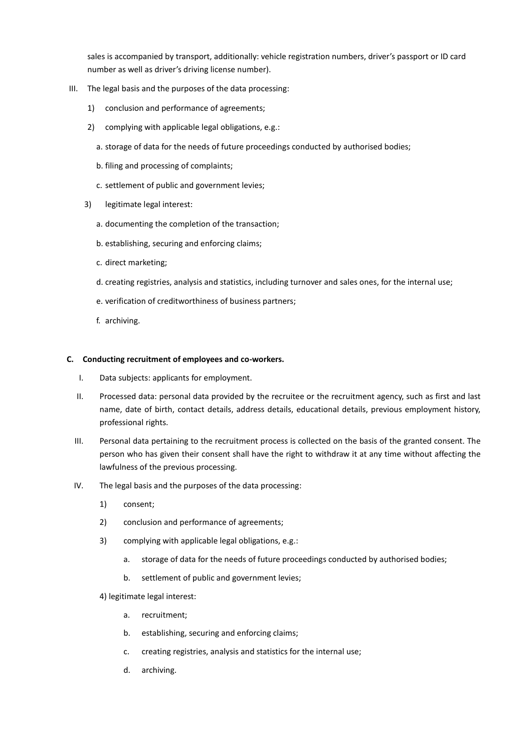sales is accompanied by transport, additionally: vehicle registration numbers, driver's passport or ID card number as well as driver's driving license number).

III. The legal basis and the purposes of the data processing:

1) conclusion and performance of agreements;

2) complying with applicable legal obligations, e.g.:

   a. storage of data for the needs of future proceedings conducted by authorised bodies;

   b. filing and processing of complaints;

   c. settlement of public and government levies;

3) legitimate legal interest:

   a. documenting the completion of the transaction;

   b. establishing, securing and enforcing claims;

   c. direct marketing;

   d. creating registries, analysis and statistics, including turnover and sales ones, for the internal use;

   e. verification of creditworthiness of business partners;

   f. archiving.

**C. Conducting recruitment of employees and co-workers.**

I. Data subjects: applicants for employment.

II. Processed data: personal data provided by the recruitee or the recruitment agency, such as first and last name, date of birth, contact details, address details, educational details, previous employment history, professional rights.

III. Personal data pertaining to the recruitment process is collected on the basis of the granted consent. The person who has given their consent shall have the right to withdraw it at any time without affecting the lawfulness of the previous processing.

IV. The legal basis and the purposes of the data processing:

1) consent;

2) conclusion and performance of agreements;

3) complying with applicable legal obligations, e.g.:

   a. storage of data for the needs of future proceedings conducted by authorised bodies;

   b. settlement of public and government levies;

4) legitimate legal interest:

   a. recruitment;

   b. establishing, securing and enforcing claims;

   c. creating registries, analysis and statistics for the internal use;

   d. archiving.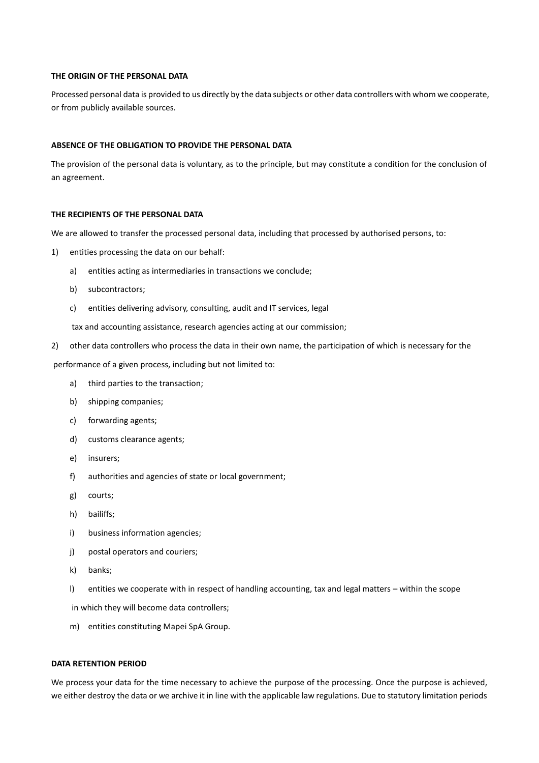**THE ORIGIN OF THE PERSONAL DATA**

Processed personal data is provided to us directly by the data subjects or other data controllers with whom we cooperate, or from publicly available sources.

**ABSENCE OF THE OBLIGATION TO PROVIDE THE PERSONAL DATA**

The provision of the personal data is voluntary, as to the principle, but may constitute a condition for the conclusion of an agreement.

**THE RECIPIENTS OF THE PERSONAL DATA**

We are allowed to transfer the processed personal data, including that processed by authorised persons, to:

1) entities processing the data on our behalf:
   a) entities acting as intermediaries in transactions we conclude;
   b) subcontractors;
   c) entities delivering advisory, consulting, audit and IT services, legal tax and accounting assistance, research agencies acting at our commission;
2) other data controllers who process the data in their own name, the participation of which is necessary for the performance of a given process, including but not limited to:
   a) third parties to the transaction;
   b) shipping companies;
   c) forwarding agents;
   d) customs clearance agents;
   e) insurers;
   f) authorities and agencies of state or local government;
   g) courts;
   h) bailiffs;
   i) business information agencies;
   j) postal operators and couriers;
   k) banks;
   l) entities we cooperate with in respect of handling accounting, tax and legal matters – within the scope in which they will become data controllers;
   m) entities constituting Mapei SpA Group.

**DATA RETENTION PERIOD**

We process your data for the time necessary to achieve the purpose of the processing. Once the purpose is achieved, we either destroy the data or we archive it in line with the applicable law regulations. Due to statutory limitation periods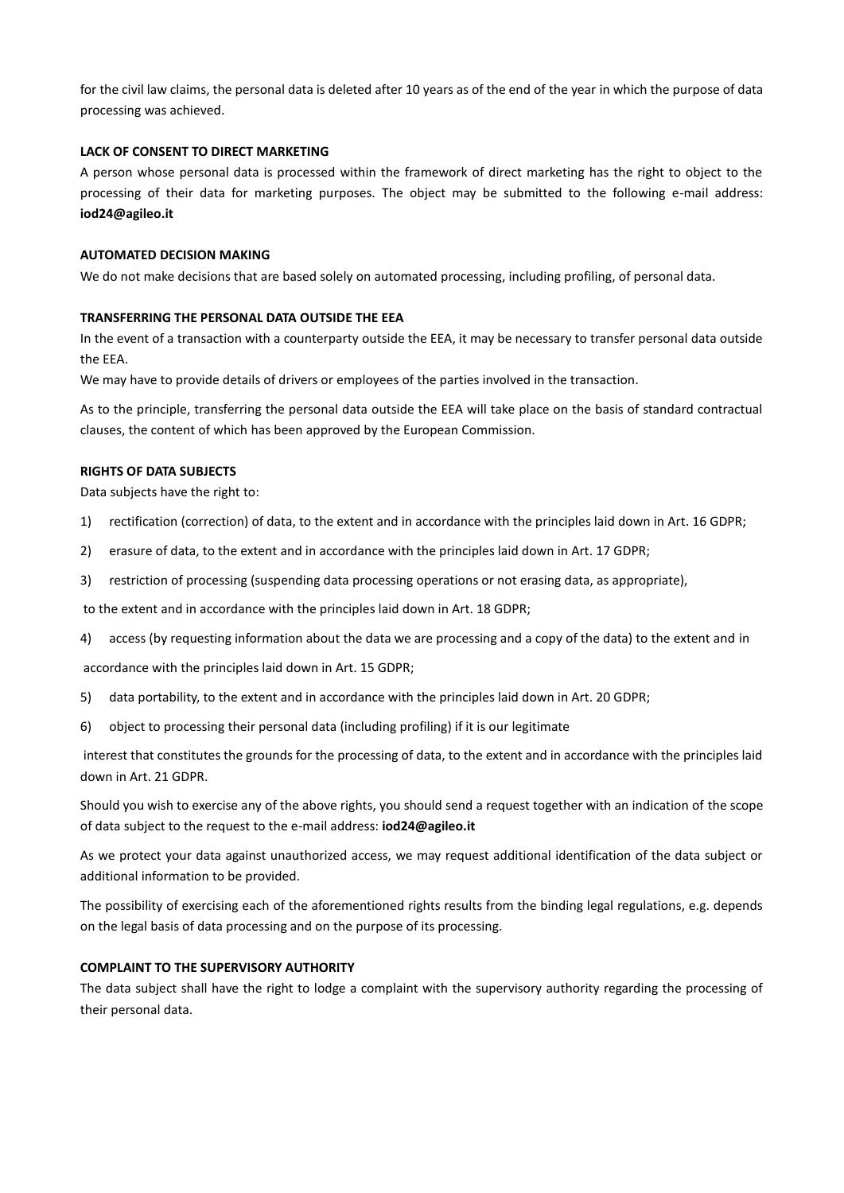for the civil law claims, the personal data is deleted after 10 years as of the end of the year in which the purpose of data processing was achieved.

**LACK OF CONSENT TO DIRECT MARKETING**

A person whose personal data is processed within the framework of direct marketing has the right to object to the processing of their data for marketing purposes. The object may be submitted to the following e-mail address: **iod24@agileo.it**

**AUTOMATED DECISION MAKING**

We do not make decisions that are based solely on automated processing, including profiling, of personal data.

**TRANSFERRING THE PERSONAL DATA OUTSIDE THE EEA**

In the event of a transaction with a counterparty outside the EEA, it may be necessary to transfer personal data outside the EEA.

We may have to provide details of drivers or employees of the parties involved in the transaction.

As to the principle, transferring the personal data outside the EEA will take place on the basis of standard contractual clauses, the content of which has been approved by the European Commission.

**RIGHTS OF DATA SUBJECTS**

Data subjects have the right to:

1) rectification (correction) of data, to the extent and in accordance with the principles laid down in Art. 16 GDPR;
2) erasure of data, to the extent and in accordance with the principles laid down in Art. 17 GDPR;
3) restriction of processing (suspending data processing operations or not erasing data, as appropriate), to the extent and in accordance with the principles laid down in Art. 18 GDPR;
4) access (by requesting information about the data we are processing and a copy of the data) to the extent and in accordance with the principles laid down in Art. 15 GDPR;
5) data portability, to the extent and in accordance with the principles laid down in Art. 20 GDPR;
6) object to processing their personal data (including profiling) if it is our legitimate interest that constitutes the grounds for the processing of data, to the extent and in accordance with the principles laid down in Art. 21 GDPR.

Should you wish to exercise any of the above rights, you should send a request together with an indication of the scope of data subject to the request to the e-mail address: **iod24@agileo.it**

As we protect your data against unauthorized access, we may request additional identification of the data subject or additional information to be provided.

The possibility of exercising each of the aforementioned rights results from the binding legal regulations, e.g. depends on the legal basis of data processing and on the purpose of its processing.

**COMPLAINT TO THE SUPERVISORY AUTHORITY**

The data subject shall have the right to lodge a complaint with the supervisory authority regarding the processing of their personal data.